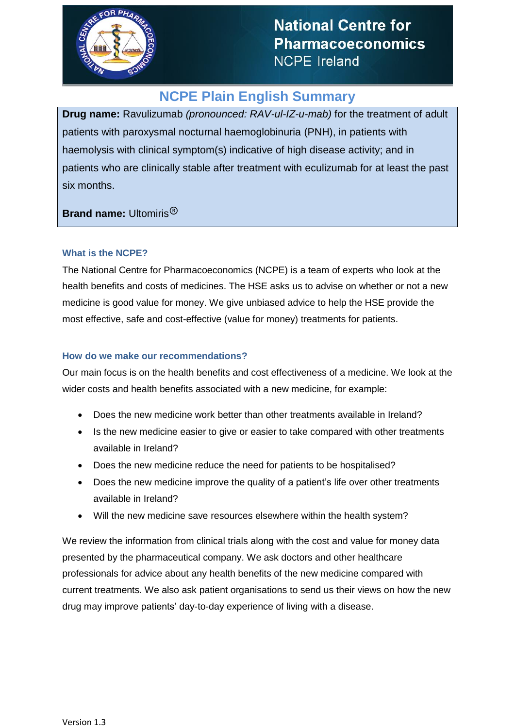# National Centre for Pharmacoeconomics

NCPE Ireland

## NCPE Plain English Summary

**Drug name:** Ravulizumab *(pronounced: RAV-ul-IZ-u-mab)* for the treatment of adult patients with paroxysmal nocturnal haemoglobinuria (PNH), in patients with haemolysis with clinical symptom(s) indicative of high disease activity; and in patients who are clinically stable after treatment with eculizumab for at least the past six months.

**Brand name:** Ultomiris®

### What is the NCPE?

The National Centre for Pharmacoeconomics (NCPE) is a team of experts who look at the health benefits and costs of medicines. The HSE asks us to advise on whether or not a new medicine is good value for money. We give unbiased advice to help the HSE provide the most effective, safe and cost-effective (value for money) treatments for patients.

### How do we make our recommendations?

Our main focus is on the health benefits and cost effectiveness of a medicine. We look at the wider costs and health benefits associated with a new medicine, for example:

- Does the new medicine work better than other treatments available in Ireland?
- Is the new medicine easier to give or easier to take compared with other treatments available in Ireland?
- Does the new medicine reduce the need for patients to be hospitalised?
- Does the new medicine improve the quality of a patient's life over other treatments available in Ireland?
- Will the new medicine save resources elsewhere within the health system?

We review the information from clinical trials along with the cost and value for money data presented by the pharmaceutical company. We ask doctors and other healthcare professionals for advice about any health benefits of the new medicine compared with current treatments. We also ask patient organisations to send us their views on how the new drug may improve patients' day-to-day experience of living with a disease.

Version 1.3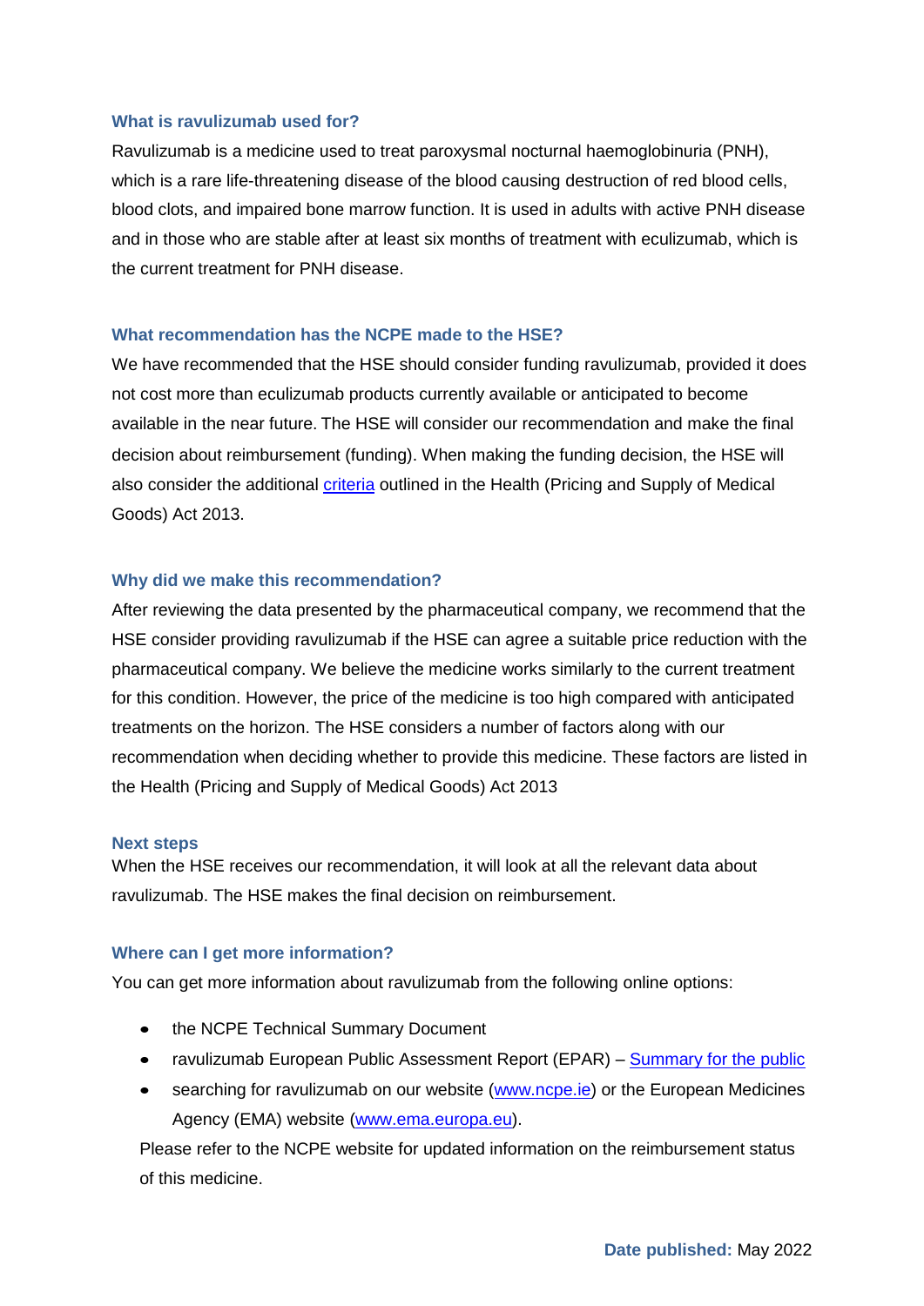## What is ravulizumab used for?

Ravulizumab is a medicine used to treat paroxysmal nocturnal haemoglobinuria (PNH), which is a rare life-threatening disease of the blood causing destruction of red blood cells, blood clots, and impaired bone marrow function. It is used in adults with active PNH disease and in those who are stable after at least six months of treatment with eculizumab, which is the current treatment for PNH disease.

## What recommendation has the NCPE made to the HSE?

We have recommended that the HSE should consider funding ravulizumab, provided it does not cost more than eculizumab products currently available or anticipated to become available in the near future. The HSE will consider our recommendation and make the final decision about reimbursement (funding). When making the funding decision, the HSE will also consider the additional criteria outlined in the Health (Pricing and Supply of Medical Goods) Act 2013.

## Why did we make this recommendation?

After reviewing the data presented by the pharmaceutical company, we recommend that the HSE consider providing ravulizumab if the HSE can agree a suitable price reduction with the pharmaceutical company. We believe the medicine works similarly to the current treatment for this condition. However, the price of the medicine is too high compared with anticipated treatments on the horizon. The HSE considers a number of factors along with our recommendation when deciding whether to provide this medicine. These factors are listed in the Health (Pricing and Supply of Medical Goods) Act 2013

## Next steps

When the HSE receives our recommendation, it will look at all the relevant data about ravulizumab. The HSE makes the final decision on reimbursement.

## Where can I get more information?

You can get more information about ravulizumab from the following online options:

- the NCPE Technical Summary Document
- ravulizumab European Public Assessment Report (EPAR) – Summary for the public
- searching for ravulizumab on our website (www.ncpe.ie) or the European Medicines Agency (EMA) website (www.ema.europa.eu).

Please refer to the NCPE website for updated information on the reimbursement status of this medicine.

**Date published:** May 2022